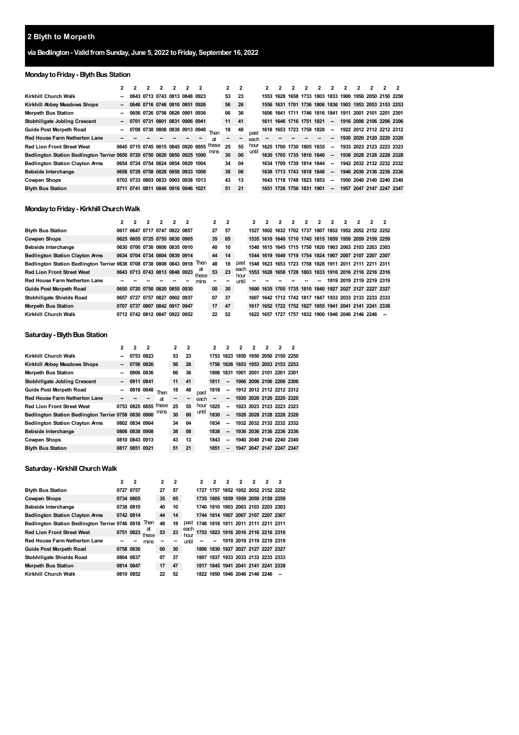# 2 Blyth to Morpeth

## via Bedlington - Valid from Sunday, June 5, 2022 to Friday, September 16, 2022

### Monday to Friday - Blyth Bus Station

| | 2 | 2 | 2 | 2 | 2 | 2 | 2 | | 2 | 2 | | 2 | 2 | 2 | 2 | 2 | 2 | 2 | 2 | 2 | 2 | 2 |
|---|---|---|---|---|---|---|---|---|---|---|---|---|---|---|---|---|---|---|---|---|---|---|
| Kirkhill Church Walk | -- | 0643 | 0713 | 0743 | 0813 | 0848 | 0923 | Then at these mins | 53 | 23 | past each hour until | 1553 | 1628 | 1658 | 1733 | 1803 | 1833 | 1900 | 1950 | 2050 | 2150 | 2250 |
| Kirkhill Abbey Meadows Shops | -- | 0646 | 0716 | 0746 | 0816 | 0851 | 0926 | | 56 | 26 | | 1556 | 1631 | 1701 | 1736 | 1806 | 1836 | 1903 | 1953 | 2053 | 2153 | 2253 |
| Morpeth Bus Station | -- | 0656 | 0726 | 0756 | 0826 | 0901 | 0936 | | 06 | 36 | | 1606 | 1641 | 1711 | 1746 | 1816 | 1841 | 1911 | 2001 | 2101 | 2201 | 2301 |
| Stobhillgate Jobling Crescent | -- | 0701 | 0731 | 0801 | 0831 | 0906 | 0941 | | 11 | 41 | | 1611 | 1646 | 1716 | 1751 | 1821 | -- | 1916 | 2006 | 2106 | 2206 | 2306 |
| Guide Post Morpeth Road | -- | 0708 | 0738 | 0808 | 0838 | 0913 | 0948 | | 18 | 48 | | 1618 | 1653 | 1723 | 1758 | 1828 | -- | 1922 | 2012 | 2112 | 2212 | 2312 |
| Red House Farm Netherton Lane | -- | -- | -- | -- | -- | -- | -- | | -- | -- | | -- | -- | -- | -- | -- | -- | 1930 | 2020 | 2120 | 2220 | 2320 |
| Red Lion Front Street West | 0645 | 0715 | 0745 | 0815 | 0845 | 0920 | 0955 | | 25 | 55 | | 1625 | 1700 | 1730 | 1805 | 1835 | -- | 1933 | 2023 | 2123 | 2223 | 2323 |
| Bedlington Station Bedlington Terrier | 0650 | 0720 | 0750 | 0820 | 0850 | 0925 | 1000 | | 30 | 00 | | 1630 | 1705 | 1735 | 1810 | 1840 | -- | 1938 | 2028 | 2128 | 2228 | 2328 |
| Bedlington Station Clayton Arms | 0654 | 0724 | 0754 | 0824 | 0854 | 0929 | 1004 | | 34 | 04 | | 1634 | 1709 | 1739 | 1814 | 1844 | -- | 1942 | 2032 | 2132 | 2232 | 2332 |
| Bebside Interchange | 0658 | 0728 | 0758 | 0828 | 0858 | 0933 | 1008 | | 38 | 08 | | 1638 | 1713 | 1743 | 1818 | 1848 | -- | 1946 | 2036 | 2136 | 2236 | 2336 |
| Cowpen Shops | 0703 | 0733 | 0803 | 0833 | 0903 | 0938 | 1013 | | 43 | 13 | | 1643 | 1718 | 1748 | 1823 | 1853 | -- | 1950 | 2040 | 2140 | 2240 | 2340 |
| Blyth Bus Station | 0711 | 0741 | 0811 | 0846 | 0916 | 0946 | 1021 | | 51 | 21 | | 1651 | 1726 | 1756 | 1831 | 1901 | -- | 1957 | 2047 | 2147 | 2247 | 2347 |

### Monday to Friday - Kirkhill Church Walk

| | 2 | 2 | 2 | 2 | 2 | 2 | | 2 | 2 | | 2 | 2 | 2 | 2 | 2 | 2 | 2 | 2 | 2 | 2 | 2 |
|---|---|---|---|---|---|---|---|---|---|---|---|---|---|---|---|---|---|---|---|---|---|
| Blyth Bus Station | 0617 | 0647 | 0717 | 0747 | 0822 | 0857 | Then at these mins | 27 | 57 | past each hour until | 1527 | 1602 | 1632 | 1702 | 1737 | 1807 | 1852 | 1952 | 2052 | 2152 | 2252 |
| Cowpen Shops | 0625 | 0655 | 0725 | 0755 | 0830 | 0905 | | 35 | 05 | | 1535 | 1610 | 1640 | 1710 | 1745 | 1815 | 1859 | 1959 | 2059 | 2159 | 2259 |
| Bebside Interchange | 0630 | 0700 | 0730 | 0800 | 0835 | 0910 | | 40 | 10 | | 1540 | 1615 | 1645 | 1715 | 1750 | 1820 | 1903 | 2003 | 2103 | 2203 | 2303 |
| Bedlington Station Clayton Arms | 0634 | 0704 | 0734 | 0804 | 0839 | 0914 | | 44 | 14 | | 1544 | 1619 | 1649 | 1719 | 1754 | 1824 | 1907 | 2007 | 2107 | 2207 | 2307 |
| Bedlington Station Bedlington Terrier | 0638 | 0708 | 0738 | 0808 | 0843 | 0918 | | 48 | 18 | | 1548 | 1623 | 1653 | 1723 | 1758 | 1828 | 1911 | 2011 | 2111 | 2211 | 2311 |
| Red Lion Front Street West | 0643 | 0713 | 0743 | 0813 | 0848 | 0923 | | 53 | 23 | | 1553 | 1628 | 1658 | 1728 | 1803 | 1833 | 1916 | 2016 | 2116 | 2216 | 2316 |
| Red House Farm Netherton Lane | -- | -- | -- | -- | -- | -- | | -- | -- | | -- | -- | -- | -- | -- | -- | 1919 | 2019 | 2119 | 2219 | 2319 |
| Guide Post Morpeth Road | 0650 | 0720 | 0750 | 0820 | 0855 | 0930 | | 00 | 30 | | 1600 | 1635 | 1705 | 1735 | 1810 | 1840 | 1927 | 2027 | 2127 | 2227 | 2327 |
| Stobhillgate Shields Road | 0657 | 0727 | 0757 | 0827 | 0902 | 0937 | | 07 | 37 | | 1607 | 1642 | 1712 | 1742 | 1817 | 1847 | 1933 | 2033 | 2133 | 2233 | 2333 |
| Morpeth Bus Station | 0707 | 0737 | 0807 | 0842 | 0917 | 0947 | | 17 | 47 | | 1617 | 1652 | 1722 | 1752 | 1827 | 1855 | 1941 | 2041 | 2141 | 2241 | 2338 |
| Kirkhill Church Walk | 0712 | 0742 | 0812 | 0847 | 0922 | 0952 | | 22 | 52 | | 1622 | 1657 | 1727 | 1757 | 1832 | 1900 | 1946 | 2046 | 2146 | 2246 | -- |

### Saturday - Blyth Bus Station

| | 2 | 2 | 2 | | 2 | 2 | | 2 | 2 | 2 | 2 | 2 | 2 | 2 |
|---|---|---|---|---|---|---|---|---|---|---|---|---|---|---|
| Kirkhill Church Walk | -- | 0753 | 0823 | Then at these mins | 53 | 23 | past each hour until | 1753 | 1823 | 1850 | 1950 | 2050 | 2150 | 2250 |
| Kirkhill Abbey Meadows Shops | -- | 0756 | 0826 | | 56 | 26 | | 1756 | 1826 | 1853 | 1953 | 2053 | 2153 | 2253 |
| Morpeth Bus Station | -- | 0806 | 0836 | | 06 | 36 | | 1806 | 1831 | 1901 | 2001 | 2101 | 2201 | 2301 |
| Stobhillgate Jobling Crescent | -- | 0811 | 0841 | | 11 | 41 | | 1811 | -- | 1906 | 2006 | 2106 | 2206 | 2306 |
| Guide Post Morpeth Road | -- | 0818 | 0848 | | 18 | 48 | | 1818 | -- | 1912 | 2012 | 2112 | 2212 | 2312 |
| Red House Farm Netherton Lane | -- | -- | -- | | -- | -- | | -- | -- | 1920 | 2020 | 2120 | 2220 | 2320 |
| Red Lion Front Street West | 0753 | 0825 | 0855 | | 25 | 55 | | 1825 | -- | 1923 | 2023 | 2123 | 2223 | 2323 |
| Bedlington Station Bedlington Terrier | 0758 | 0830 | 0900 | | 30 | 00 | | 1830 | -- | 1928 | 2028 | 2128 | 2228 | 2328 |
| Bedlington Station Clayton Arms | 0802 | 0834 | 0904 | | 34 | 04 | | 1834 | -- | 1932 | 2032 | 2132 | 2232 | 2332 |
| Bebside Interchange | 0806 | 0838 | 0908 | | 38 | 08 | | 1838 | -- | 1936 | 2036 | 2136 | 2236 | 2336 |
| Cowpen Shops | 0810 | 0843 | 0913 | | 43 | 13 | | 1843 | -- | 1940 | 2040 | 2140 | 2240 | 2340 |
| Blyth Bus Station | 0817 | 0851 | 0921 | | 51 | 21 | | 1851 | -- | 1947 | 2047 | 2147 | 2247 | 2347 |

### Saturday - Kirkhill Church Walk

| | 2 | 2 | | 2 | 2 | | 2 | 2 | 2 | 2 | 2 | 2 | 2 |
|---|---|---|---|---|---|---|---|---|---|---|---|---|---|
| Blyth Bus Station | 0727 | 0757 | Then at these mins | 27 | 57 | past each hour until | 1727 | 1757 | 1852 | 1952 | 2052 | 2152 | 2252 |
| Cowpen Shops | 0734 | 0805 | | 35 | 05 | | 1735 | 1805 | 1859 | 1959 | 2059 | 2159 | 2259 |
| Bebside Interchange | 0738 | 0810 | | 40 | 10 | | 1740 | 1810 | 1903 | 2003 | 2103 | 2203 | 2303 |
| Bedlington Station Clayton Arms | 0742 | 0814 | | 44 | 14 | | 1744 | 1814 | 1907 | 2007 | 2107 | 2207 | 2307 |
| Bedlington Station Bedlington Terrier | 0746 | 0818 | | 48 | 18 | | 1748 | 1818 | 1911 | 2011 | 2111 | 2211 | 2311 |
| Red Lion Front Street West | 0751 | 0823 | | 53 | 23 | | 1753 | 1823 | 1916 | 2016 | 2116 | 2216 | 2316 |
| Red House Farm Netherton Lane | -- | -- | | -- | -- | | -- | -- | 1919 | 2019 | 2119 | 2219 | 2319 |
| Guide Post Morpeth Road | 0758 | 0830 | | 00 | 30 | | 1800 | 1830 | 1927 | 2027 | 2127 | 2227 | 2327 |
| Stobhillgate Shields Road | 0804 | 0837 | | 07 | 37 | | 1807 | 1837 | 1933 | 2033 | 2133 | 2233 | 2333 |
| Morpeth Bus Station | 0814 | 0847 | | 17 | 47 | | 1817 | 1845 | 1941 | 2041 | 2141 | 2241 | 2338 |
| Kirkhill Church Walk | 0819 | 0852 | | 22 | 52 | | 1822 | 1850 | 1946 | 2046 | 2146 | 2246 | -- |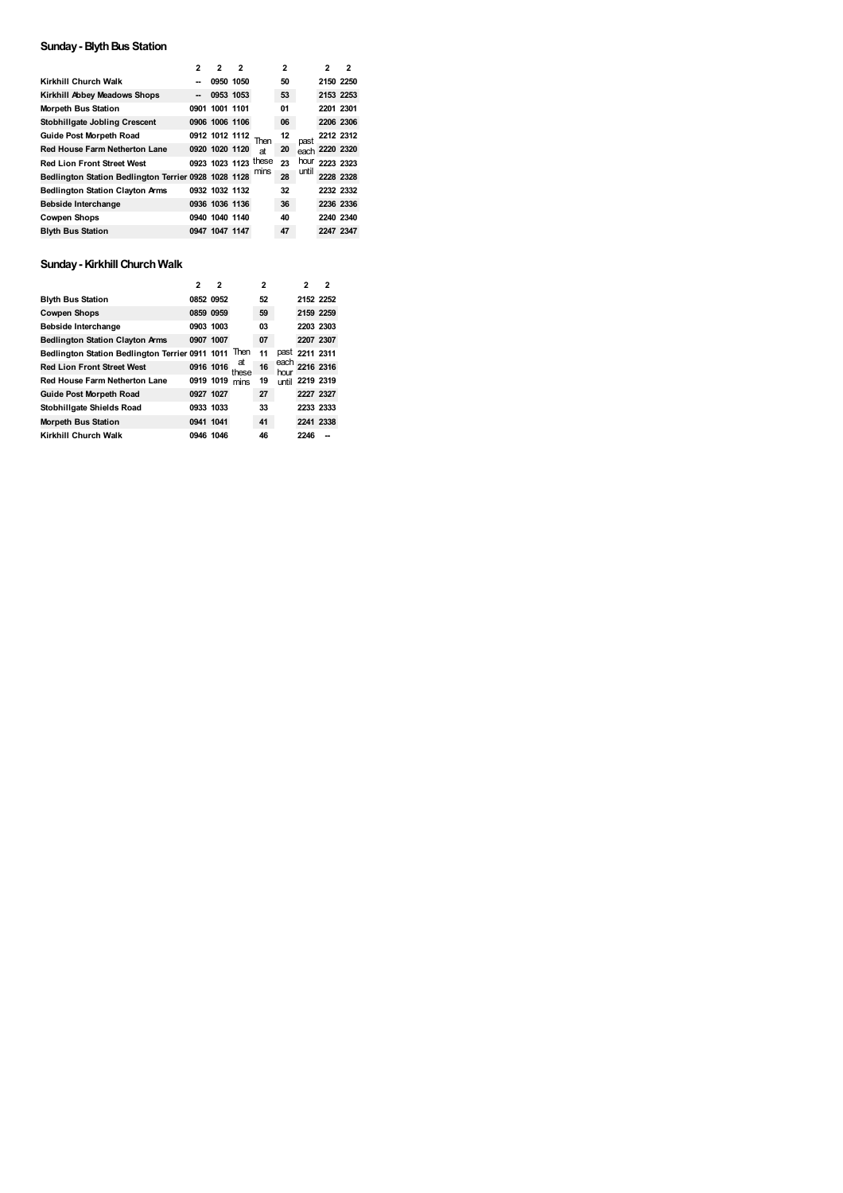## Sunday - Blyth Bus Station

| | 2 | 2 | 2 | | 2 | | 2 | 2 |
|---|---|---|---|---|---|---|---|---|
| **Kirkhill Church Walk** | -- | 0950 | 1050 | | 50 | | 2150 | 2250 |
| **Kirkhill Abbey Meadows Shops** | -- | 0953 | 1053 | | 53 | | 2153 | 2253 |
| **Morpeth Bus Station** | 0901 | 1001 | 1101 | | 01 | | 2201 | 2301 |
| **Stobhillgate Jobling Crescent** | 0906 | 1006 | 1106 | | 06 | | 2206 | 2306 |
| **Guide Post Morpeth Road** | 0912 | 1012 | 1112 | Then | 12 | past | 2212 | 2312 |
| **Red House Farm Netherton Lane** | 0920 | 1020 | 1120 | at | 20 | each | 2220 | 2320 |
| **Red Lion Front Street West** | 0923 | 1023 | 1123 | these | 23 | hour | 2223 | 2323 |
| **Bedlington Station Bedlington Terrier** | 0928 | 1028 | 1128 | mins | 28 | until | 2228 | 2328 |
| **Bedlington Station Clayton Arms** | 0932 | 1032 | 1132 | | 32 | | 2232 | 2332 |
| **Bebside Interchange** | 0936 | 1036 | 1136 | | 36 | | 2236 | 2336 |
| **Cowpen Shops** | 0940 | 1040 | 1140 | | 40 | | 2240 | 2340 |
| **Blyth Bus Station** | 0947 | 1047 | 1147 | | 47 | | 2247 | 2347 |

## Sunday - Kirkhill Church Walk

| | 2 | 2 | | 2 | | 2 | 2 |
|---|---|---|---|---|---|---|---|
| **Blyth Bus Station** | 0852 | 0952 | | 52 | | 2152 | 2252 |
| **Cowpen Shops** | 0859 | 0959 | | 59 | | 2159 | 2259 |
| **Bebside Interchange** | 0903 | 1003 | | 03 | | 2203 | 2303 |
| **Bedlington Station Clayton Arms** | 0907 | 1007 | | 07 | | 2207 | 2307 |
| **Bedlington Station Bedlington Terrier** | 0911 | 1011 | Then | 11 | past | 2211 | 2311 |
| **Red Lion Front Street West** | 0916 | 1016 | at | 16 | each | 2216 | 2316 |
| **Red House Farm Netherton Lane** | 0919 | 1019 | these mins | 19 | hour until | 2219 | 2319 |
| **Guide Post Morpeth Road** | 0927 | 1027 | | 27 | | 2227 | 2327 |
| **Stobhillgate Shields Road** | 0933 | 1033 | | 33 | | 2233 | 2333 |
| **Morpeth Bus Station** | 0941 | 1041 | | 41 | | 2241 | 2338 |
| **Kirkhill Church Walk** | 0946 | 1046 | | 46 | | 2246 | -- |